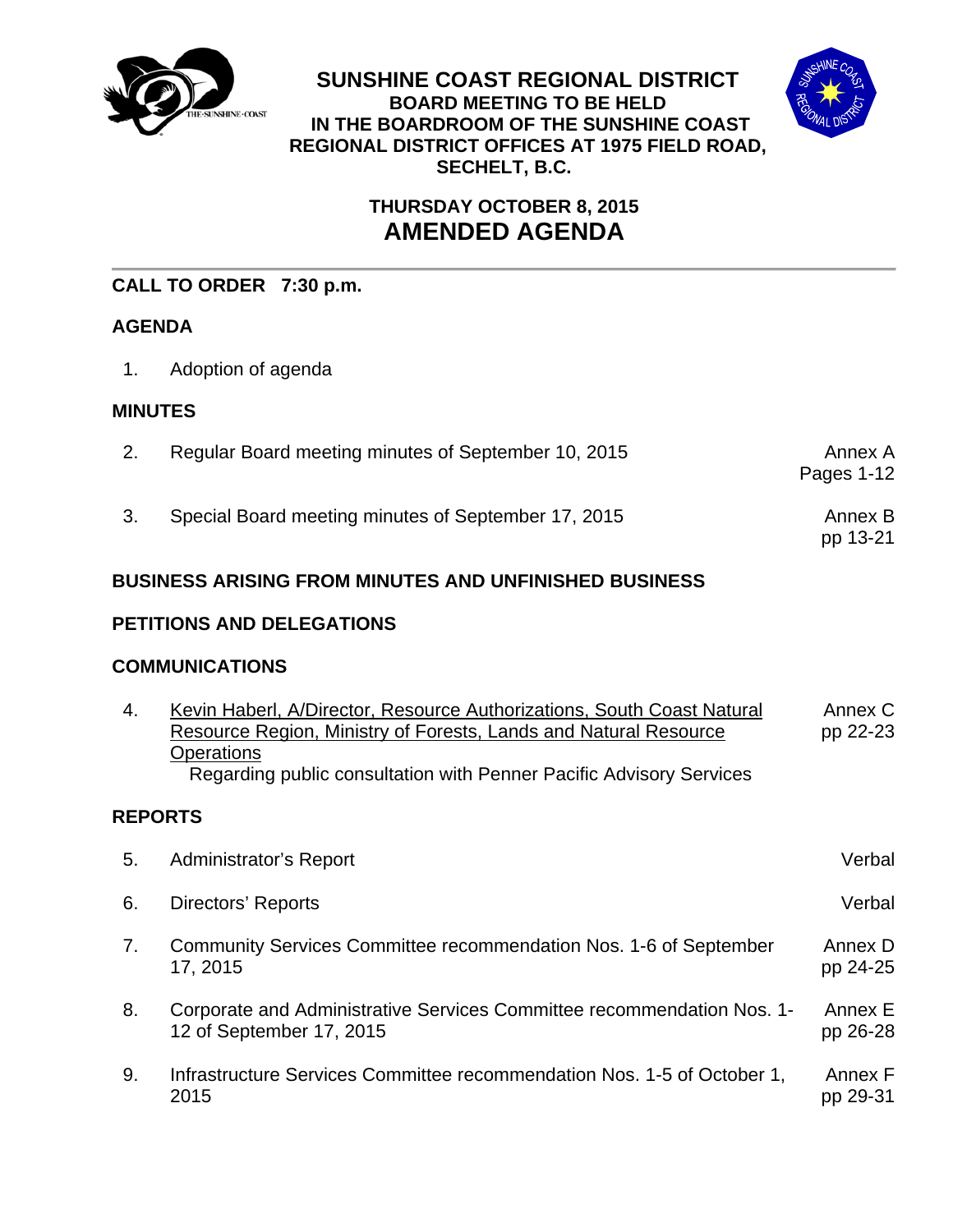# SUNSHINE COAST REGIONAL DISTRICT

**BOARD MEETING TO BE HELD IN THE BOARDROOM OF THE SUNSHINE COAST REGIONAL DISTRICT OFFICES AT 1975 FIELD ROAD, SECHELT, B.C.**

**THURSDAY OCTOBER 8, 2015**

## AMENDED AGENDA

---

**CALL TO ORDER 7:30 p.m.**

**AGENDA**

1. Adoption of agenda

**MINUTES**

| | | |
|---|---|---|
| 2. | Regular Board meeting minutes of September 10, 2015 | Annex A Pages 1-12 |
| 3. | Special Board meeting minutes of September 17, 2015 | Annex B pp 13-21 |

**BUSINESS ARISING FROM MINUTES AND UNFINISHED BUSINESS**

**PETITIONS AND DELEGATIONS**

**COMMUNICATIONS**

| | | |
|---|---|---|
| 4. | Kevin Haberl, A/Director, Resource Authorizations, South Coast Natural Resource Region, Ministry of Forests, Lands and Natural Resource Operations<br>Regarding public consultation with Penner Pacific Advisory Services | Annex C pp 22-23 |

**REPORTS**

| | | |
|---|---|---|
| 5. | Administrator's Report | Verbal |
| 6. | Directors' Reports | Verbal |
| 7. | Community Services Committee recommendation Nos. 1-6 of September 17, 2015 | Annex D pp 24-25 |
| 8. | Corporate and Administrative Services Committee recommendation Nos. 1-12 of September 17, 2015 | Annex E pp 26-28 |
| 9. | Infrastructure Services Committee recommendation Nos. 1-5 of October 1, 2015 | Annex F pp 29-31 |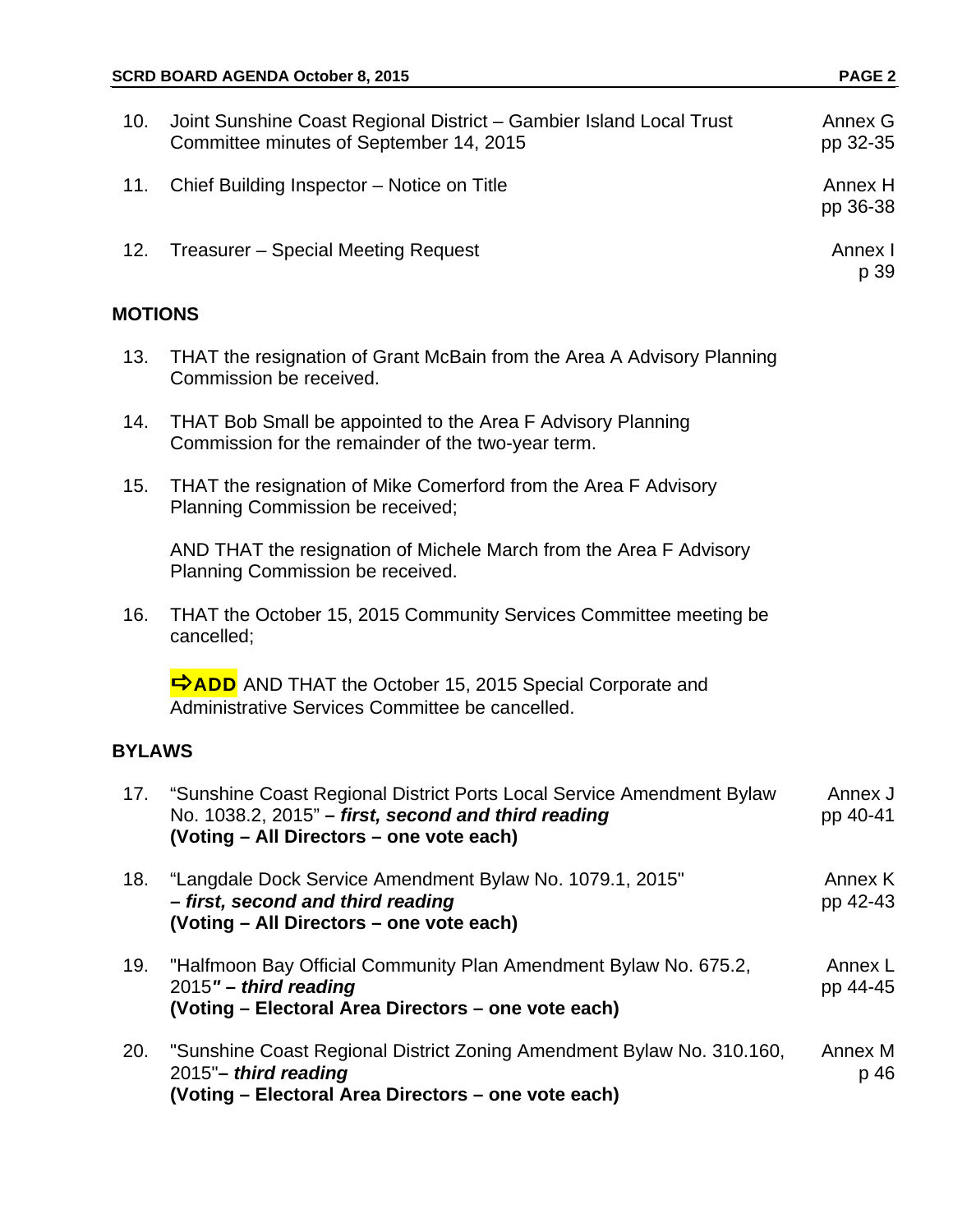10. Joint Sunshine Coast Regional District – Gambier Island Local Trust Committee minutes of September 14, 2015 — Annex G pp 32-35

11. Chief Building Inspector – Notice on Title — Annex H pp 36-38

12. Treasurer – Special Meeting Request — Annex I p 39

## MOTIONS

13. THAT the resignation of Grant McBain from the Area A Advisory Planning Commission be received.

14. THAT Bob Small be appointed to the Area F Advisory Planning Commission for the remainder of the two-year term.

15. THAT the resignation of Mike Comerford from the Area F Advisory Planning Commission be received;

    AND THAT the resignation of Michele March from the Area F Advisory Planning Commission be received.

16. THAT the October 15, 2015 Community Services Committee meeting be cancelled;

    **⇨ADD** AND THAT the October 15, 2015 Special Corporate and Administrative Services Committee be cancelled.

## BYLAWS

17. "Sunshine Coast Regional District Ports Local Service Amendment Bylaw No. 1038.2, 2015" **– *first, second and third reading***
    **(Voting – All Directors – one vote each)** — Annex J pp 40-41

18. "Langdale Dock Service Amendment Bylaw No. 1079.1, 2015" **– *first, second and third reading***
    **(Voting – All Directors – one vote each)** — Annex K pp 42-43

19. "Halfmoon Bay Official Community Plan Amendment Bylaw No. 675.2, 2015***" – third reading***
    **(Voting – Electoral Area Directors – one vote each)** — Annex L pp 44-45

20. "Sunshine Coast Regional District Zoning Amendment Bylaw No. 310.160, 2015"**– *third reading***
    **(Voting – Electoral Area Directors – one vote each)** — Annex M p 46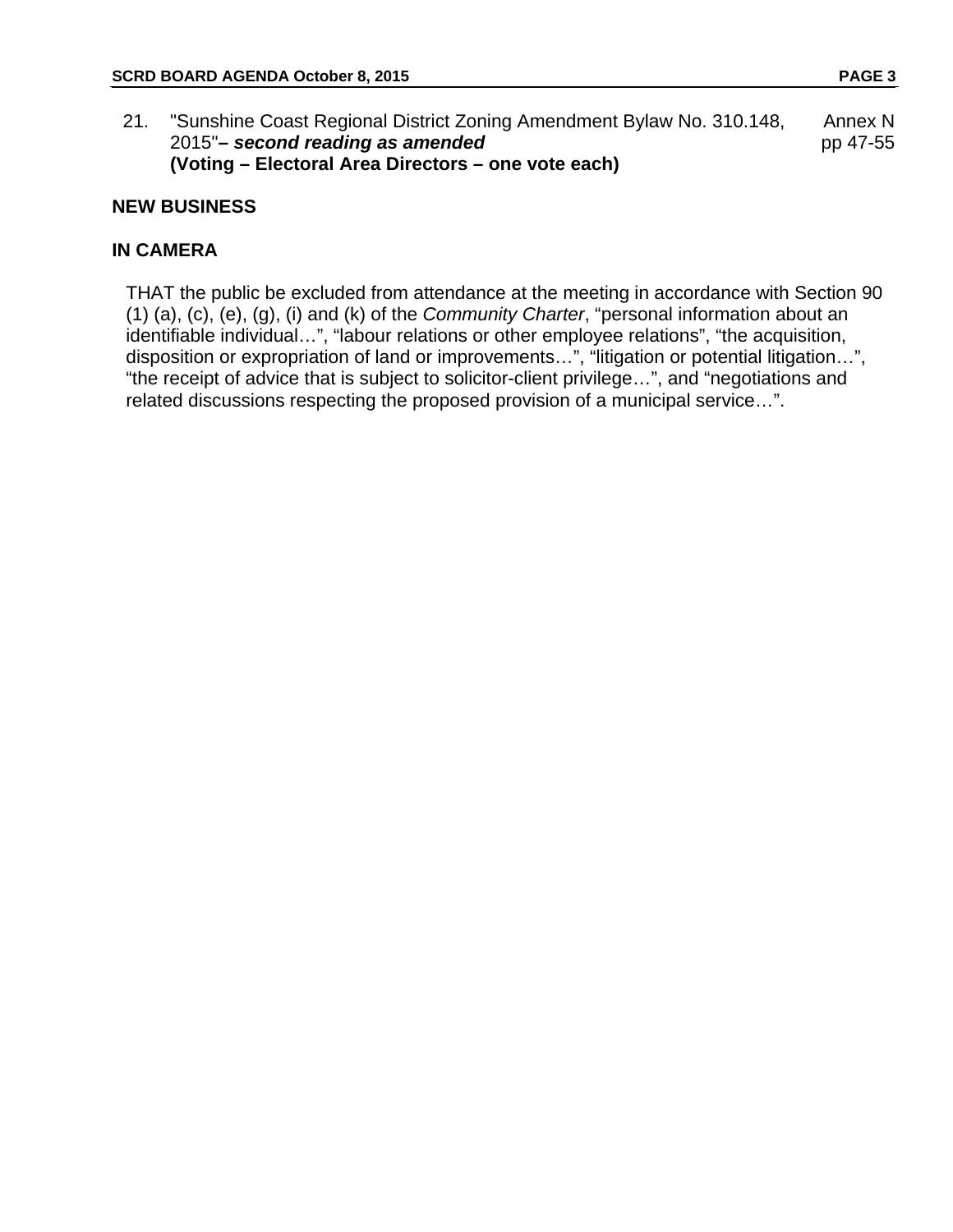21. "Sunshine Coast Regional District Zoning Amendment Bylaw No. 310.148, 2015"*– **second reading as amended*** Annex N pp 47-55
    **(Voting – Electoral Area Directors – one vote each)**

**NEW BUSINESS**

**IN CAMERA**

THAT the public be excluded from attendance at the meeting in accordance with Section 90 (1) (a), (c), (e), (g), (i) and (k) of the *Community Charter*, "personal information about an identifiable individual…", "labour relations or other employee relations", "the acquisition, disposition or expropriation of land or improvements…", "litigation or potential litigation…", "the receipt of advice that is subject to solicitor-client privilege…", and "negotiations and related discussions respecting the proposed provision of a municipal service…".